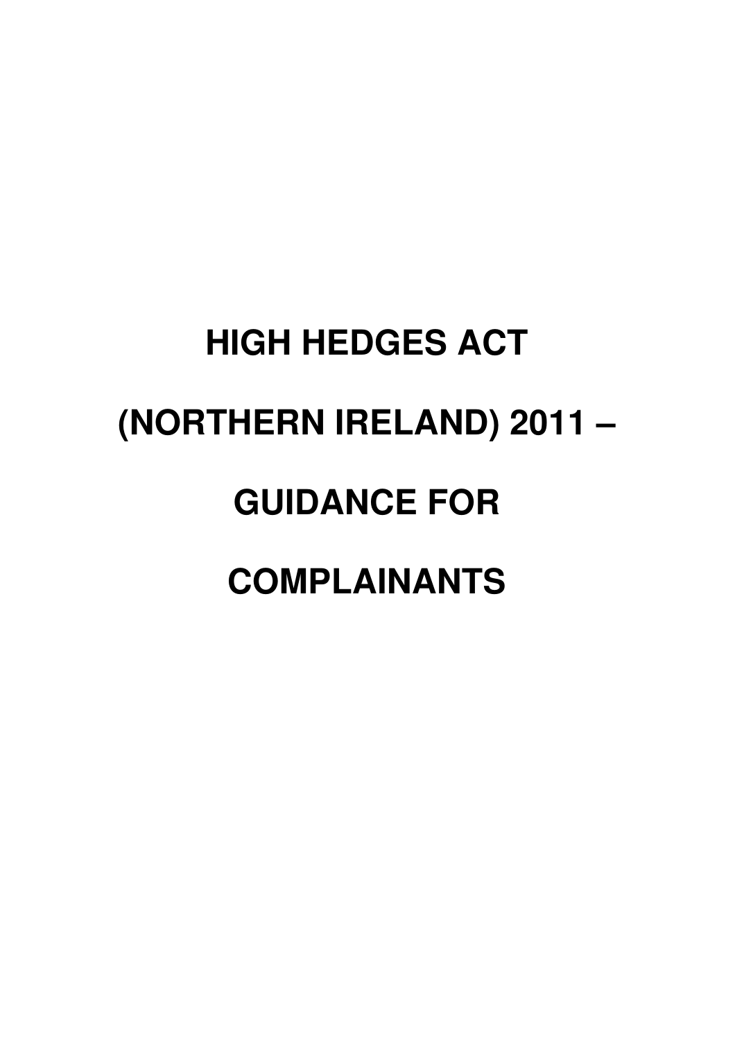# HIGH HEDGES ACT

# (NORTHERN IRELAND) 2011 –

# GUIDANCE FOR

# COMPLAINANTS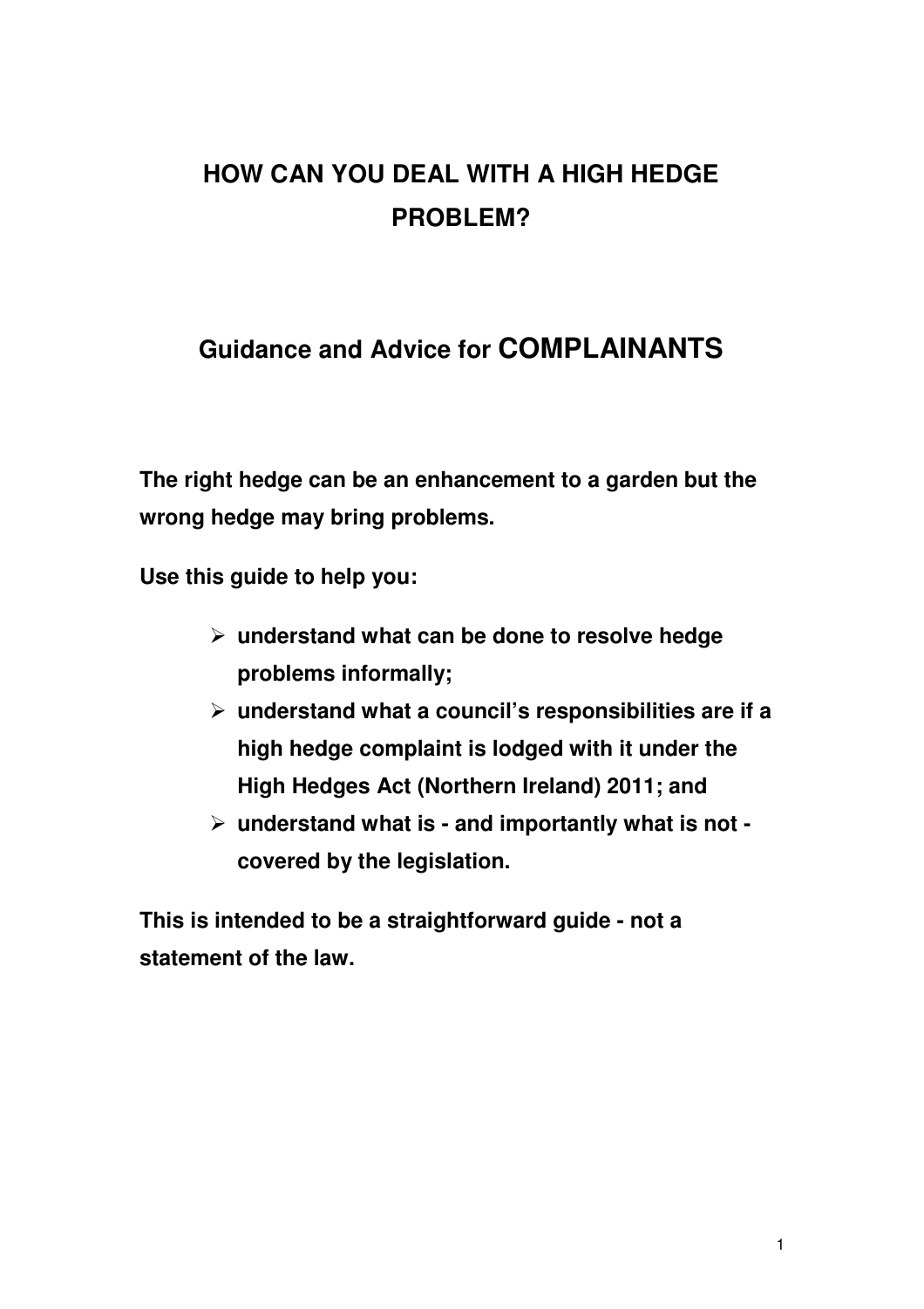# HOW CAN YOU DEAL WITH A HIGH HEDGE PROBLEM?

## Guidance and Advice for COMPLAINANTS

**The right hedge can be an enhancement to a garden but the wrong hedge may bring problems.**

**Use this guide to help you:**

- **understand what can be done to resolve hedge problems informally;**
- **understand what a council's responsibilities are if a high hedge complaint is lodged with it under the High Hedges Act (Northern Ireland) 2011; and**
- **understand what is - and importantly what is not - covered by the legislation.**

**This is intended to be a straightforward guide - not a statement of the law.**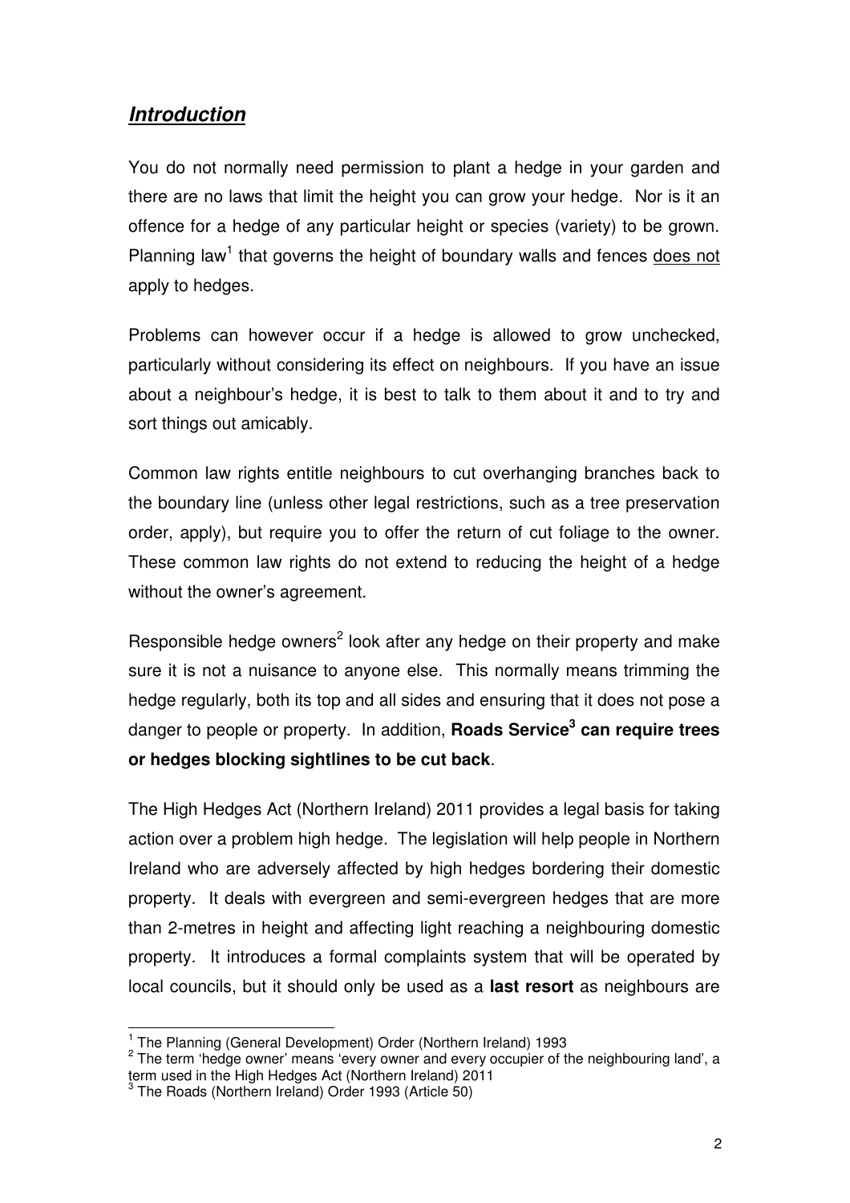## ***Introduction***

You do not normally need permission to plant a hedge in your garden and there are no laws that limit the height you can grow your hedge. Nor is it an offence for a hedge of any particular height or species (variety) to be grown. Planning law[1] that governs the height of boundary walls and fences does not apply to hedges.

Problems can however occur if a hedge is allowed to grow unchecked, particularly without considering its effect on neighbours. If you have an issue about a neighbour's hedge, it is best to talk to them about it and to try and sort things out amicably.

Common law rights entitle neighbours to cut overhanging branches back to the boundary line (unless other legal restrictions, such as a tree preservation order, apply), but require you to offer the return of cut foliage to the owner. These common law rights do not extend to reducing the height of a hedge without the owner's agreement.

Responsible hedge owners[2] look after any hedge on their property and make sure it is not a nuisance to anyone else. This normally means trimming the hedge regularly, both its top and all sides and ensuring that it does not pose a danger to people or property. In addition, **Roads Service[3] can require trees or hedges blocking sightlines to be cut back**.

The High Hedges Act (Northern Ireland) 2011 provides a legal basis for taking action over a problem high hedge. The legislation will help people in Northern Ireland who are adversely affected by high hedges bordering their domestic property. It deals with evergreen and semi-evergreen hedges that are more than 2-metres in height and affecting light reaching a neighbouring domestic property. It introduces a formal complaints system that will be operated by local councils, but it should only be used as a **last resort** as neighbours are

---

[1] The Planning (General Development) Order (Northern Ireland) 1993

[2] The term 'hedge owner' means 'every owner and every occupier of the neighbouring land', a term used in the High Hedges Act (Northern Ireland) 2011

[3] The Roads (Northern Ireland) Order 1993 (Article 50)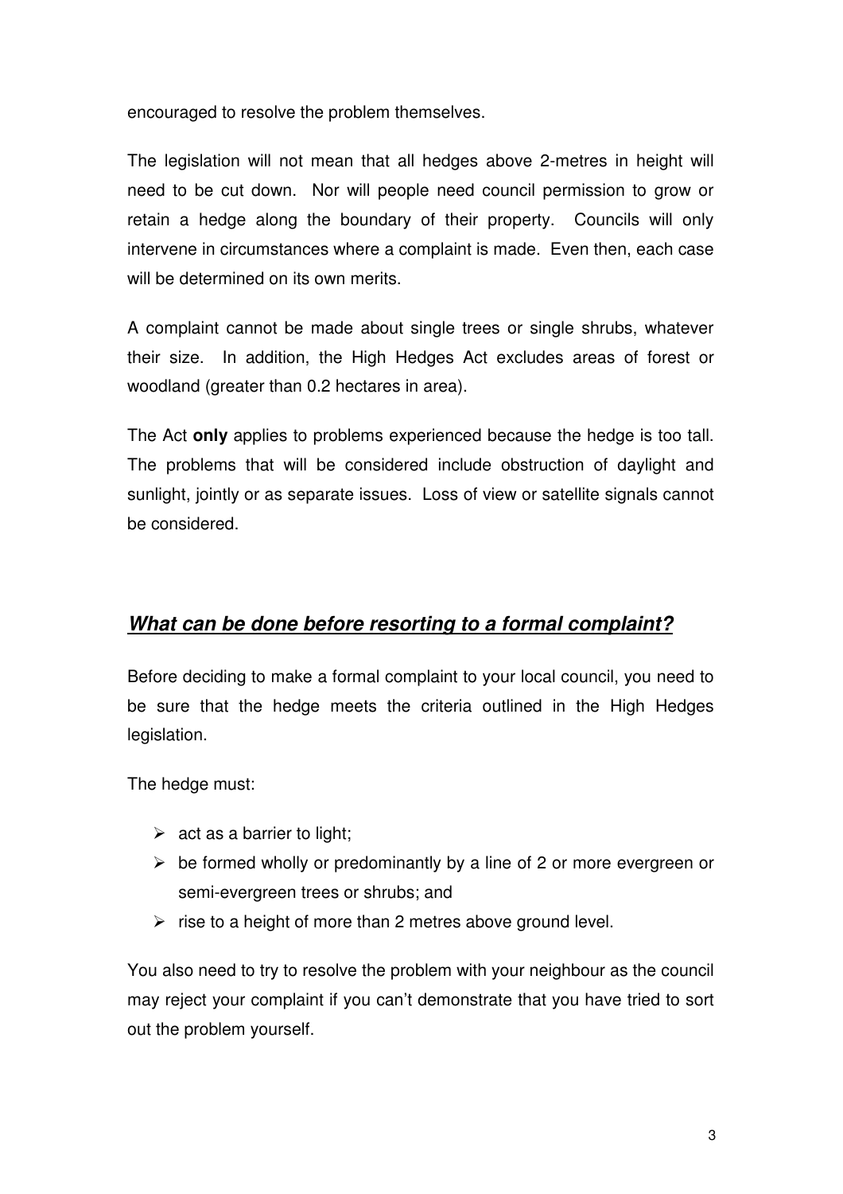encouraged to resolve the problem themselves.

The legislation will not mean that all hedges above 2-metres in height will need to be cut down. Nor will people need council permission to grow or retain a hedge along the boundary of their property. Councils will only intervene in circumstances where a complaint is made. Even then, each case will be determined on its own merits.

A complaint cannot be made about single trees or single shrubs, whatever their size. In addition, the High Hedges Act excludes areas of forest or woodland (greater than 0.2 hectares in area).

The Act **only** applies to problems experienced because the hedge is too tall. The problems that will be considered include obstruction of daylight and sunlight, jointly or as separate issues. Loss of view or satellite signals cannot be considered.

## ***What can be done before resorting to a formal complaint?***

Before deciding to make a formal complaint to your local council, you need to be sure that the hedge meets the criteria outlined in the High Hedges legislation.

The hedge must:

- act as a barrier to light;
- be formed wholly or predominantly by a line of 2 or more evergreen or semi-evergreen trees or shrubs; and
- rise to a height of more than 2 metres above ground level.

You also need to try to resolve the problem with your neighbour as the council may reject your complaint if you can't demonstrate that you have tried to sort out the problem yourself.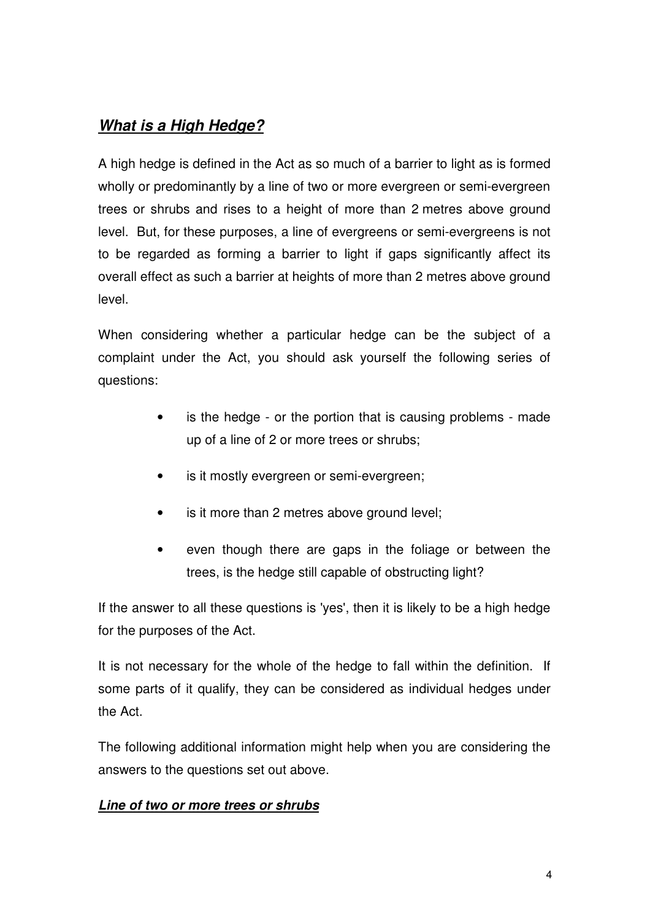## ***What is a High Hedge?***

A high hedge is defined in the Act as so much of a barrier to light as is formed wholly or predominantly by a line of two or more evergreen or semi-evergreen trees or shrubs and rises to a height of more than 2 metres above ground level. But, for these purposes, a line of evergreens or semi-evergreens is not to be regarded as forming a barrier to light if gaps significantly affect its overall effect as such a barrier at heights of more than 2 metres above ground level.

When considering whether a particular hedge can be the subject of a complaint under the Act, you should ask yourself the following series of questions:

- is the hedge - or the portion that is causing problems - made up of a line of 2 or more trees or shrubs;
- is it mostly evergreen or semi-evergreen;
- is it more than 2 metres above ground level;
- even though there are gaps in the foliage or between the trees, is the hedge still capable of obstructing light?

If the answer to all these questions is 'yes', then it is likely to be a high hedge for the purposes of the Act.

It is not necessary for the whole of the hedge to fall within the definition. If some parts of it qualify, they can be considered as individual hedges under the Act.

The following additional information might help when you are considering the answers to the questions set out above.

### ***Line of two or more trees or shrubs***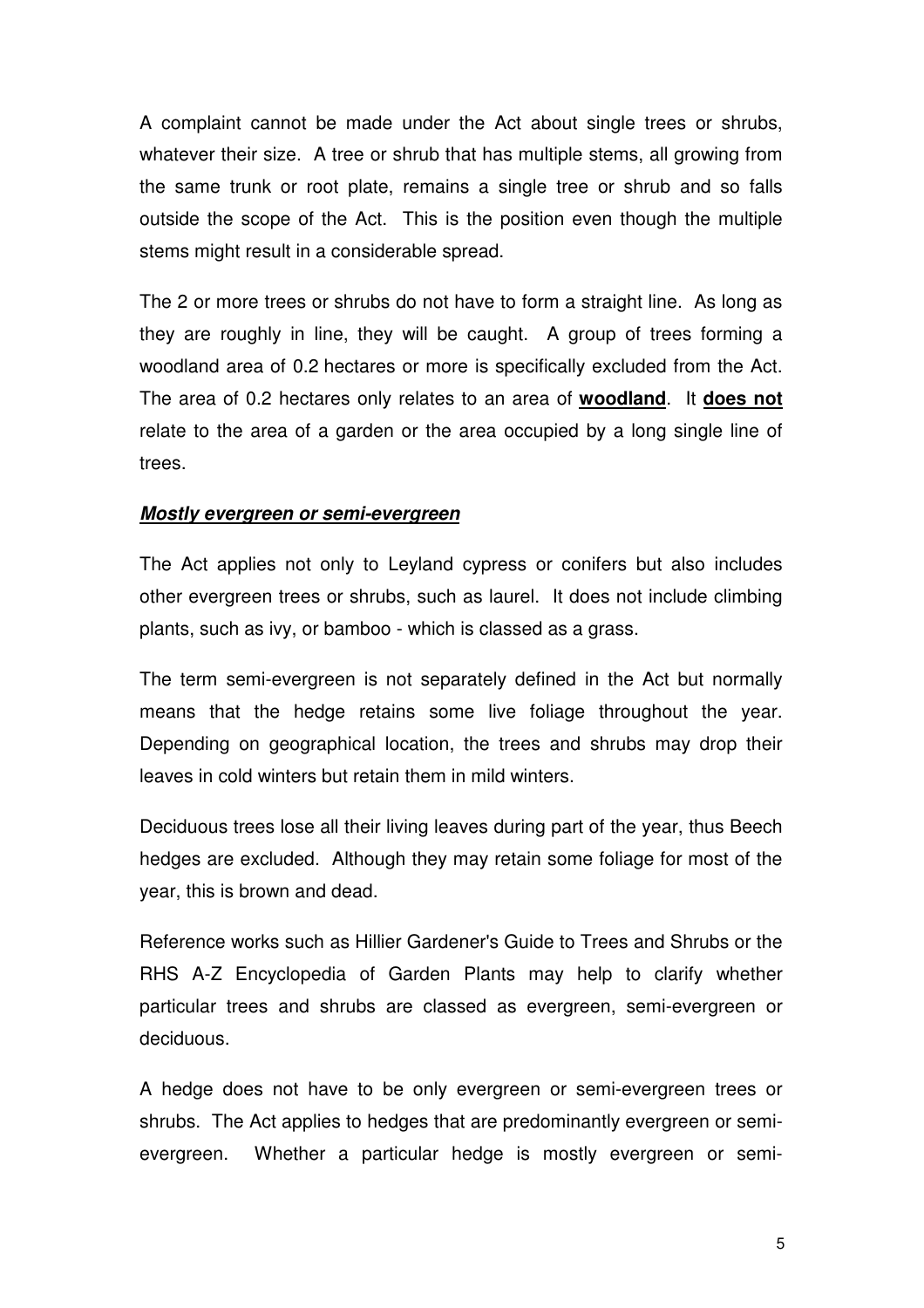A complaint cannot be made under the Act about single trees or shrubs, whatever their size. A tree or shrub that has multiple stems, all growing from the same trunk or root plate, remains a single tree or shrub and so falls outside the scope of the Act. This is the position even though the multiple stems might result in a considerable spread.

The 2 or more trees or shrubs do not have to form a straight line. As long as they are roughly in line, they will be caught. A group of trees forming a woodland area of 0.2 hectares or more is specifically excluded from the Act. The area of 0.2 hectares only relates to an area of **woodland**. It **does not** relate to the area of a garden or the area occupied by a long single line of trees.

***Mostly evergreen or semi-evergreen***

The Act applies not only to Leyland cypress or conifers but also includes other evergreen trees or shrubs, such as laurel. It does not include climbing plants, such as ivy, or bamboo - which is classed as a grass.

The term semi-evergreen is not separately defined in the Act but normally means that the hedge retains some live foliage throughout the year. Depending on geographical location, the trees and shrubs may drop their leaves in cold winters but retain them in mild winters.

Deciduous trees lose all their living leaves during part of the year, thus Beech hedges are excluded. Although they may retain some foliage for most of the year, this is brown and dead.

Reference works such as Hillier Gardener's Guide to Trees and Shrubs or the RHS A-Z Encyclopedia of Garden Plants may help to clarify whether particular trees and shrubs are classed as evergreen, semi-evergreen or deciduous.

A hedge does not have to be only evergreen or semi-evergreen trees or shrubs. The Act applies to hedges that are predominantly evergreen or semi-evergreen. Whether a particular hedge is mostly evergreen or semi-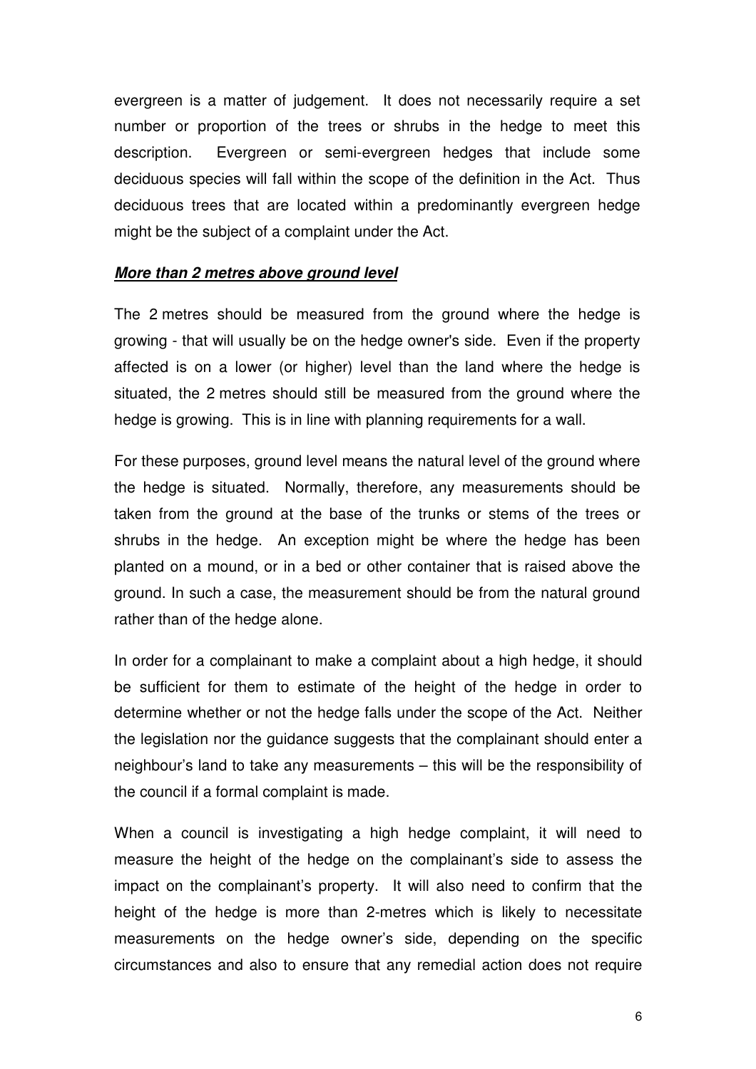evergreen is a matter of judgement. It does not necessarily require a set number or proportion of the trees or shrubs in the hedge to meet this description. Evergreen or semi-evergreen hedges that include some deciduous species will fall within the scope of the definition in the Act. Thus deciduous trees that are located within a predominantly evergreen hedge might be the subject of a complaint under the Act.

***More than 2 metres above ground level***

The 2 metres should be measured from the ground where the hedge is growing - that will usually be on the hedge owner's side. Even if the property affected is on a lower (or higher) level than the land where the hedge is situated, the 2 metres should still be measured from the ground where the hedge is growing. This is in line with planning requirements for a wall.

For these purposes, ground level means the natural level of the ground where the hedge is situated. Normally, therefore, any measurements should be taken from the ground at the base of the trunks or stems of the trees or shrubs in the hedge. An exception might be where the hedge has been planted on a mound, or in a bed or other container that is raised above the ground. In such a case, the measurement should be from the natural ground rather than of the hedge alone.

In order for a complainant to make a complaint about a high hedge, it should be sufficient for them to estimate of the height of the hedge in order to determine whether or not the hedge falls under the scope of the Act. Neither the legislation nor the guidance suggests that the complainant should enter a neighbour's land to take any measurements – this will be the responsibility of the council if a formal complaint is made.

When a council is investigating a high hedge complaint, it will need to measure the height of the hedge on the complainant's side to assess the impact on the complainant's property. It will also need to confirm that the height of the hedge is more than 2-metres which is likely to necessitate measurements on the hedge owner's side, depending on the specific circumstances and also to ensure that any remedial action does not require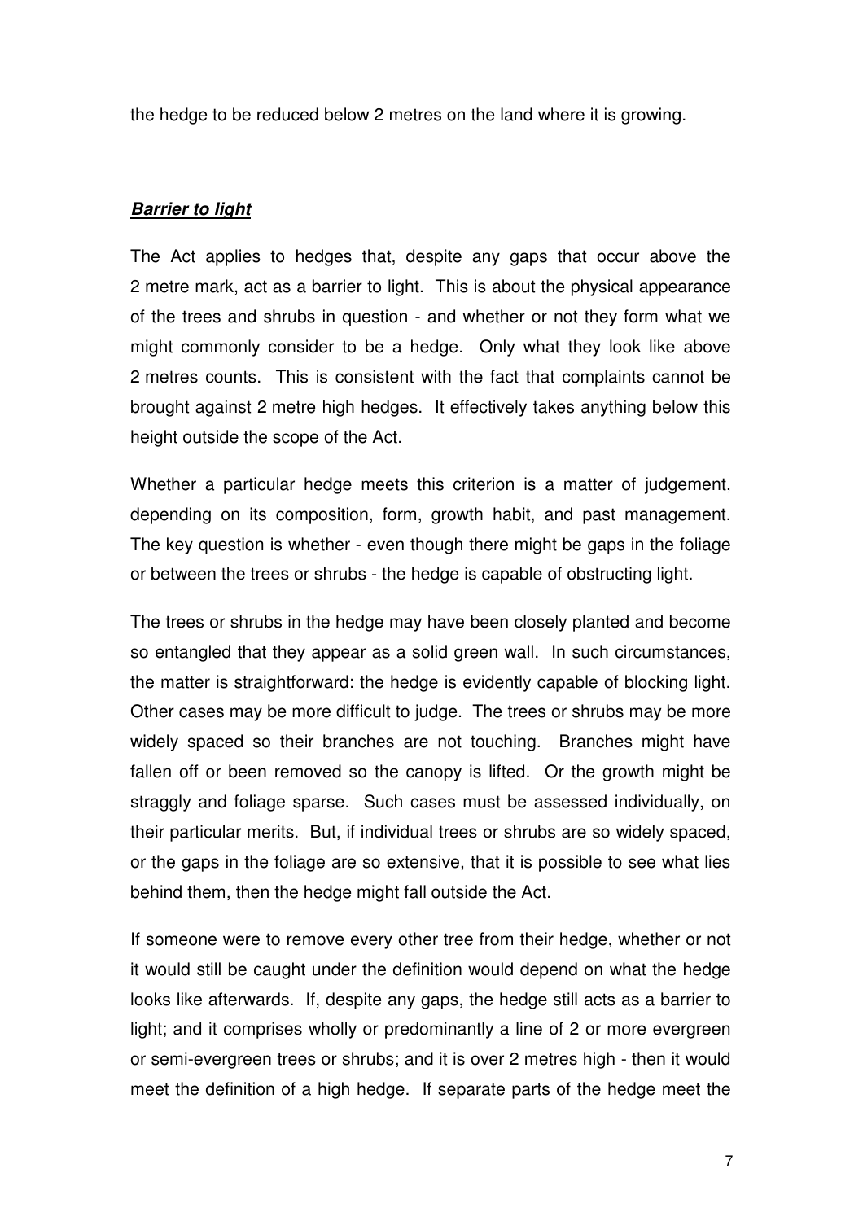the hedge to be reduced below 2 metres on the land where it is growing.

***Barrier to light***

The Act applies to hedges that, despite any gaps that occur above the 2 metre mark, act as a barrier to light. This is about the physical appearance of the trees and shrubs in question - and whether or not they form what we might commonly consider to be a hedge. Only what they look like above 2 metres counts. This is consistent with the fact that complaints cannot be brought against 2 metre high hedges. It effectively takes anything below this height outside the scope of the Act.

Whether a particular hedge meets this criterion is a matter of judgement, depending on its composition, form, growth habit, and past management. The key question is whether - even though there might be gaps in the foliage or between the trees or shrubs - the hedge is capable of obstructing light.

The trees or shrubs in the hedge may have been closely planted and become so entangled that they appear as a solid green wall. In such circumstances, the matter is straightforward: the hedge is evidently capable of blocking light. Other cases may be more difficult to judge. The trees or shrubs may be more widely spaced so their branches are not touching. Branches might have fallen off or been removed so the canopy is lifted. Or the growth might be straggly and foliage sparse. Such cases must be assessed individually, on their particular merits. But, if individual trees or shrubs are so widely spaced, or the gaps in the foliage are so extensive, that it is possible to see what lies behind them, then the hedge might fall outside the Act.

If someone were to remove every other tree from their hedge, whether or not it would still be caught under the definition would depend on what the hedge looks like afterwards. If, despite any gaps, the hedge still acts as a barrier to light; and it comprises wholly or predominantly a line of 2 or more evergreen or semi-evergreen trees or shrubs; and it is over 2 metres high - then it would meet the definition of a high hedge. If separate parts of the hedge meet the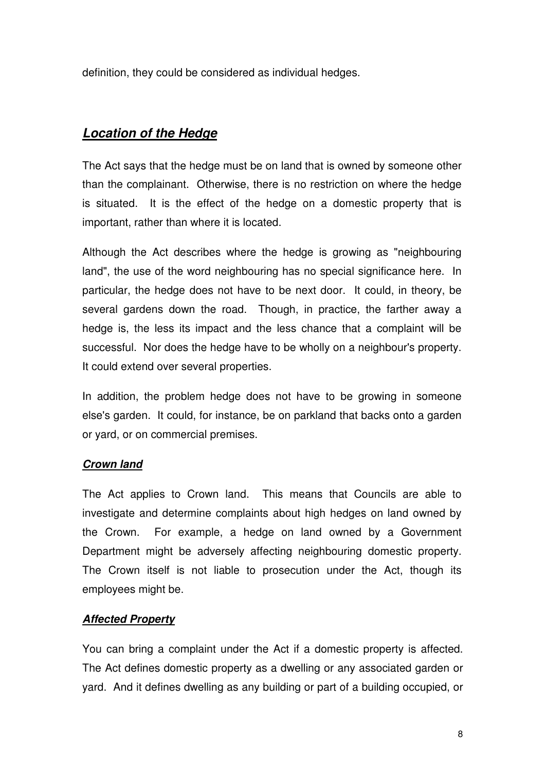definition, they could be considered as individual hedges.

## ***Location of the Hedge***

The Act says that the hedge must be on land that is owned by someone other than the complainant. Otherwise, there is no restriction on where the hedge is situated. It is the effect of the hedge on a domestic property that is important, rather than where it is located.

Although the Act describes where the hedge is growing as "neighbouring land", the use of the word neighbouring has no special significance here. In particular, the hedge does not have to be next door. It could, in theory, be several gardens down the road. Though, in practice, the farther away a hedge is, the less its impact and the less chance that a complaint will be successful. Nor does the hedge have to be wholly on a neighbour's property. It could extend over several properties.

In addition, the problem hedge does not have to be growing in someone else's garden. It could, for instance, be on parkland that backs onto a garden or yard, or on commercial premises.

### ***Crown land***

The Act applies to Crown land. This means that Councils are able to investigate and determine complaints about high hedges on land owned by the Crown. For example, a hedge on land owned by a Government Department might be adversely affecting neighbouring domestic property. The Crown itself is not liable to prosecution under the Act, though its employees might be.

### ***Affected Property***

You can bring a complaint under the Act if a domestic property is affected. The Act defines domestic property as a dwelling or any associated garden or yard. And it defines dwelling as any building or part of a building occupied, or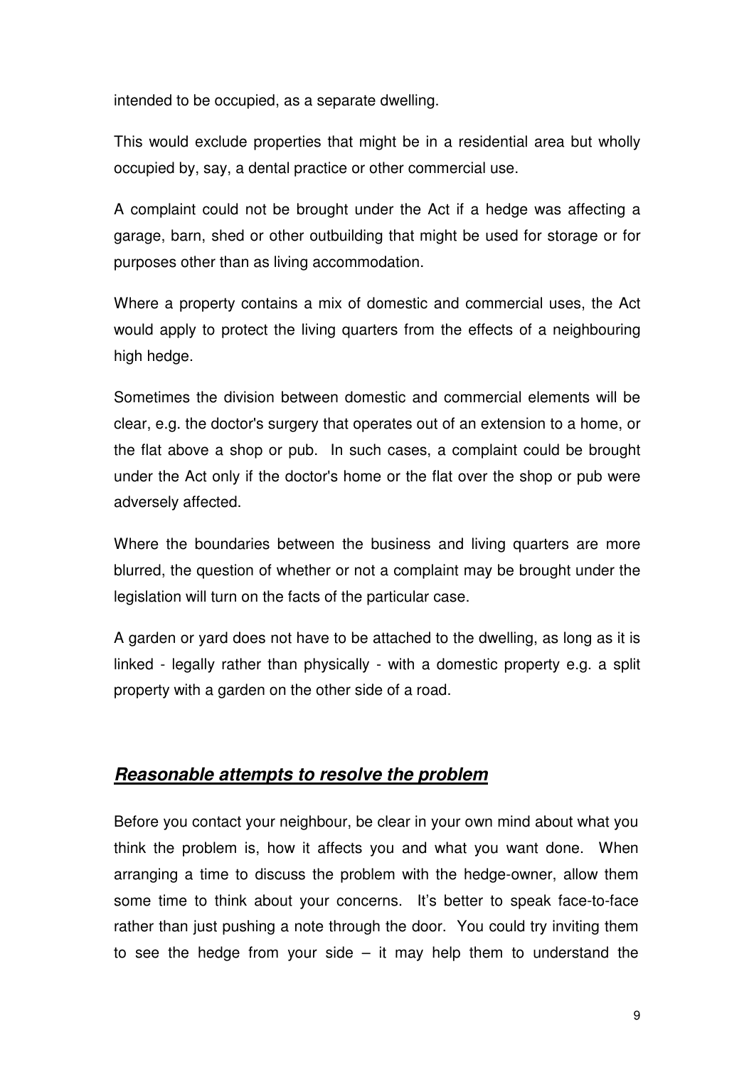intended to be occupied, as a separate dwelling.

This would exclude properties that might be in a residential area but wholly occupied by, say, a dental practice or other commercial use.

A complaint could not be brought under the Act if a hedge was affecting a garage, barn, shed or other outbuilding that might be used for storage or for purposes other than as living accommodation.

Where a property contains a mix of domestic and commercial uses, the Act would apply to protect the living quarters from the effects of a neighbouring high hedge.

Sometimes the division between domestic and commercial elements will be clear, e.g. the doctor's surgery that operates out of an extension to a home, or the flat above a shop or pub. In such cases, a complaint could be brought under the Act only if the doctor's home or the flat over the shop or pub were adversely affected.

Where the boundaries between the business and living quarters are more blurred, the question of whether or not a complaint may be brought under the legislation will turn on the facts of the particular case.

A garden or yard does not have to be attached to the dwelling, as long as it is linked - legally rather than physically - with a domestic property e.g. a split property with a garden on the other side of a road.

## ***Reasonable attempts to resolve the problem***

Before you contact your neighbour, be clear in your own mind about what you think the problem is, how it affects you and what you want done. When arranging a time to discuss the problem with the hedge-owner, allow them some time to think about your concerns. It's better to speak face-to-face rather than just pushing a note through the door. You could try inviting them to see the hedge from your side – it may help them to understand the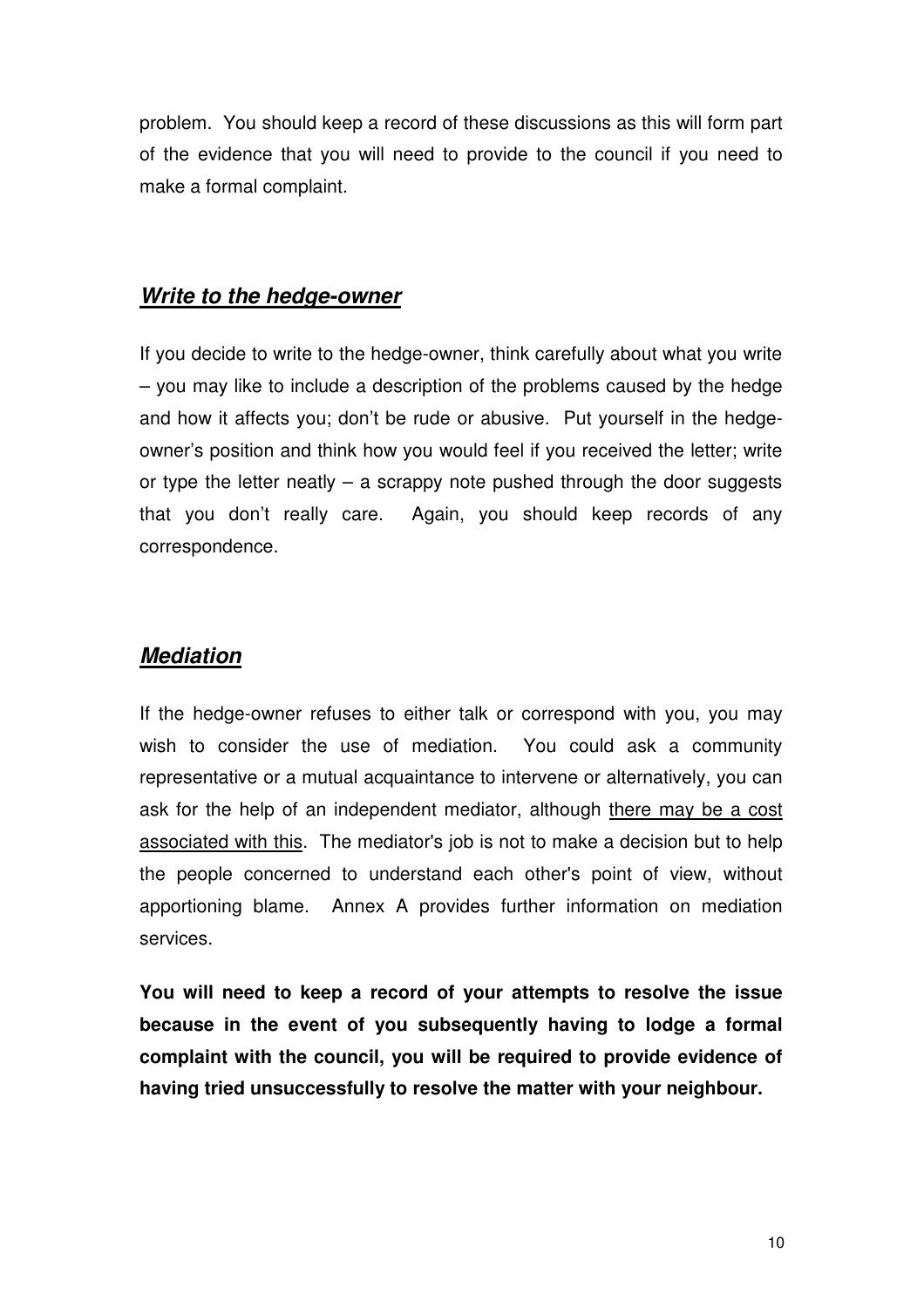problem. You should keep a record of these discussions as this will form part of the evidence that you will need to provide to the council if you need to make a formal complaint.

## ***Write to the hedge-owner***

If you decide to write to the hedge-owner, think carefully about what you write – you may like to include a description of the problems caused by the hedge and how it affects you; don't be rude or abusive. Put yourself in the hedge-owner's position and think how you would feel if you received the letter; write or type the letter neatly – a scrappy note pushed through the door suggests that you don't really care. Again, you should keep records of any correspondence.

## ***Mediation***

If the hedge-owner refuses to either talk or correspond with you, you may wish to consider the use of mediation. You could ask a community representative or a mutual acquaintance to intervene or alternatively, you can ask for the help of an independent mediator, although <u>there may be a cost associated with this</u>. The mediator's job is not to make a decision but to help the people concerned to understand each other's point of view, without apportioning blame. Annex A provides further information on mediation services.

**You will need to keep a record of your attempts to resolve the issue because in the event of you subsequently having to lodge a formal complaint with the council, you will be required to provide evidence of having tried unsuccessfully to resolve the matter with your neighbour.**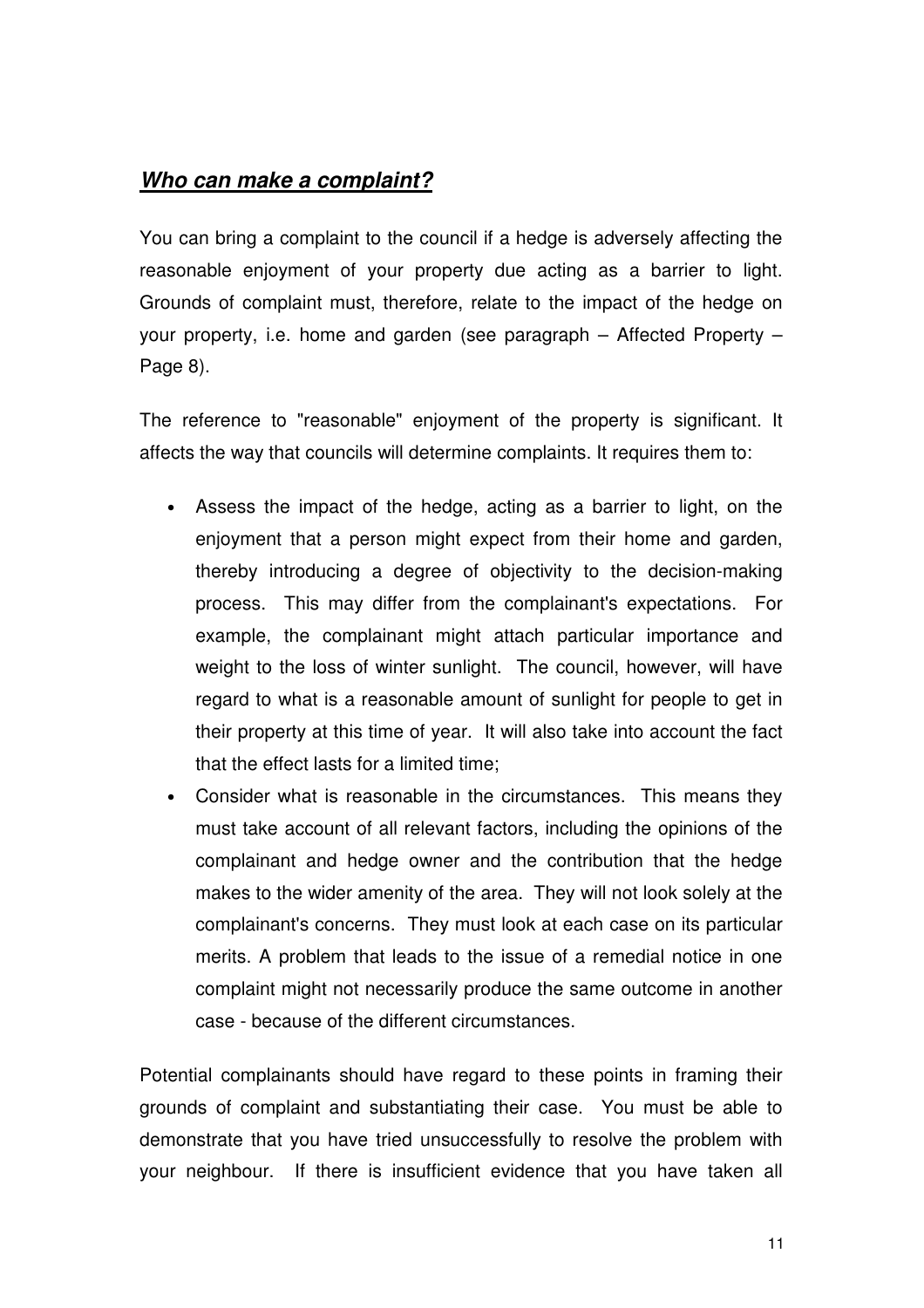## ***Who can make a complaint?***

You can bring a complaint to the council if a hedge is adversely affecting the reasonable enjoyment of your property due acting as a barrier to light. Grounds of complaint must, therefore, relate to the impact of the hedge on your property, i.e. home and garden (see paragraph – Affected Property – Page 8).

The reference to "reasonable" enjoyment of the property is significant. It affects the way that councils will determine complaints. It requires them to:

- Assess the impact of the hedge, acting as a barrier to light, on the enjoyment that a person might expect from their home and garden, thereby introducing a degree of objectivity to the decision-making process. This may differ from the complainant's expectations. For example, the complainant might attach particular importance and weight to the loss of winter sunlight. The council, however, will have regard to what is a reasonable amount of sunlight for people to get in their property at this time of year. It will also take into account the fact that the effect lasts for a limited time;
- Consider what is reasonable in the circumstances. This means they must take account of all relevant factors, including the opinions of the complainant and hedge owner and the contribution that the hedge makes to the wider amenity of the area. They will not look solely at the complainant's concerns. They must look at each case on its particular merits. A problem that leads to the issue of a remedial notice in one complaint might not necessarily produce the same outcome in another case - because of the different circumstances.

Potential complainants should have regard to these points in framing their grounds of complaint and substantiating their case. You must be able to demonstrate that you have tried unsuccessfully to resolve the problem with your neighbour. If there is insufficient evidence that you have taken all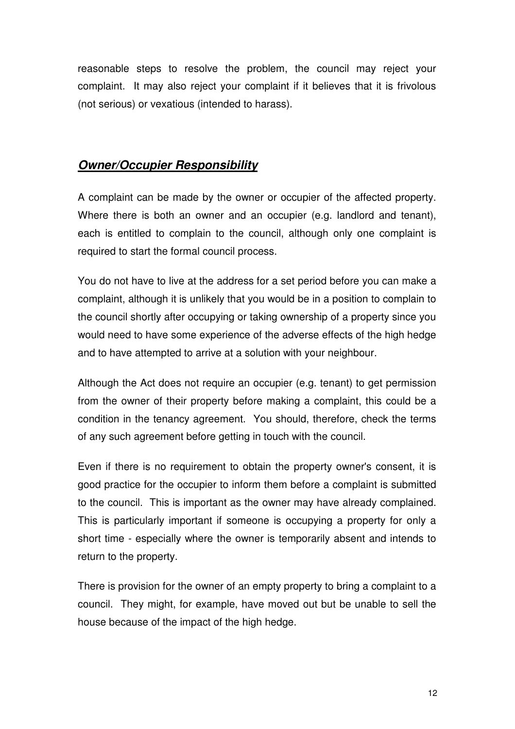reasonable steps to resolve the problem, the council may reject your complaint. It may also reject your complaint if it believes that it is frivolous (not serious) or vexatious (intended to harass).

## ***Owner/Occupier Responsibility***

A complaint can be made by the owner or occupier of the affected property. Where there is both an owner and an occupier (e.g. landlord and tenant), each is entitled to complain to the council, although only one complaint is required to start the formal council process.

You do not have to live at the address for a set period before you can make a complaint, although it is unlikely that you would be in a position to complain to the council shortly after occupying or taking ownership of a property since you would need to have some experience of the adverse effects of the high hedge and to have attempted to arrive at a solution with your neighbour.

Although the Act does not require an occupier (e.g. tenant) to get permission from the owner of their property before making a complaint, this could be a condition in the tenancy agreement. You should, therefore, check the terms of any such agreement before getting in touch with the council.

Even if there is no requirement to obtain the property owner's consent, it is good practice for the occupier to inform them before a complaint is submitted to the council. This is important as the owner may have already complained. This is particularly important if someone is occupying a property for only a short time - especially where the owner is temporarily absent and intends to return to the property.

There is provision for the owner of an empty property to bring a complaint to a council. They might, for example, have moved out but be unable to sell the house because of the impact of the high hedge.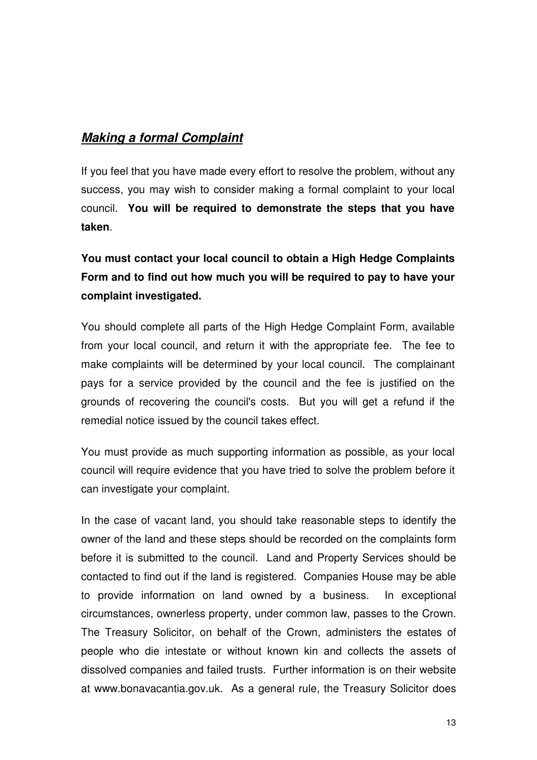## ***Making a formal Complaint***

If you feel that you have made every effort to resolve the problem, without any success, you may wish to consider making a formal complaint to your local council. **You will be required to demonstrate the steps that you have taken**.

**You must contact your local council to obtain a High Hedge Complaints Form and to find out how much you will be required to pay to have your complaint investigated.**

You should complete all parts of the High Hedge Complaint Form, available from your local council, and return it with the appropriate fee. The fee to make complaints will be determined by your local council. The complainant pays for a service provided by the council and the fee is justified on the grounds of recovering the council's costs. But you will get a refund if the remedial notice issued by the council takes effect.

You must provide as much supporting information as possible, as your local council will require evidence that you have tried to solve the problem before it can investigate your complaint.

In the case of vacant land, you should take reasonable steps to identify the owner of the land and these steps should be recorded on the complaints form before it is submitted to the council. Land and Property Services should be contacted to find out if the land is registered. Companies House may be able to provide information on land owned by a business. In exceptional circumstances, ownerless property, under common law, passes to the Crown. The Treasury Solicitor, on behalf of the Crown, administers the estates of people who die intestate or without known kin and collects the assets of dissolved companies and failed trusts. Further information is on their website at www.bonavacantia.gov.uk. As a general rule, the Treasury Solicitor does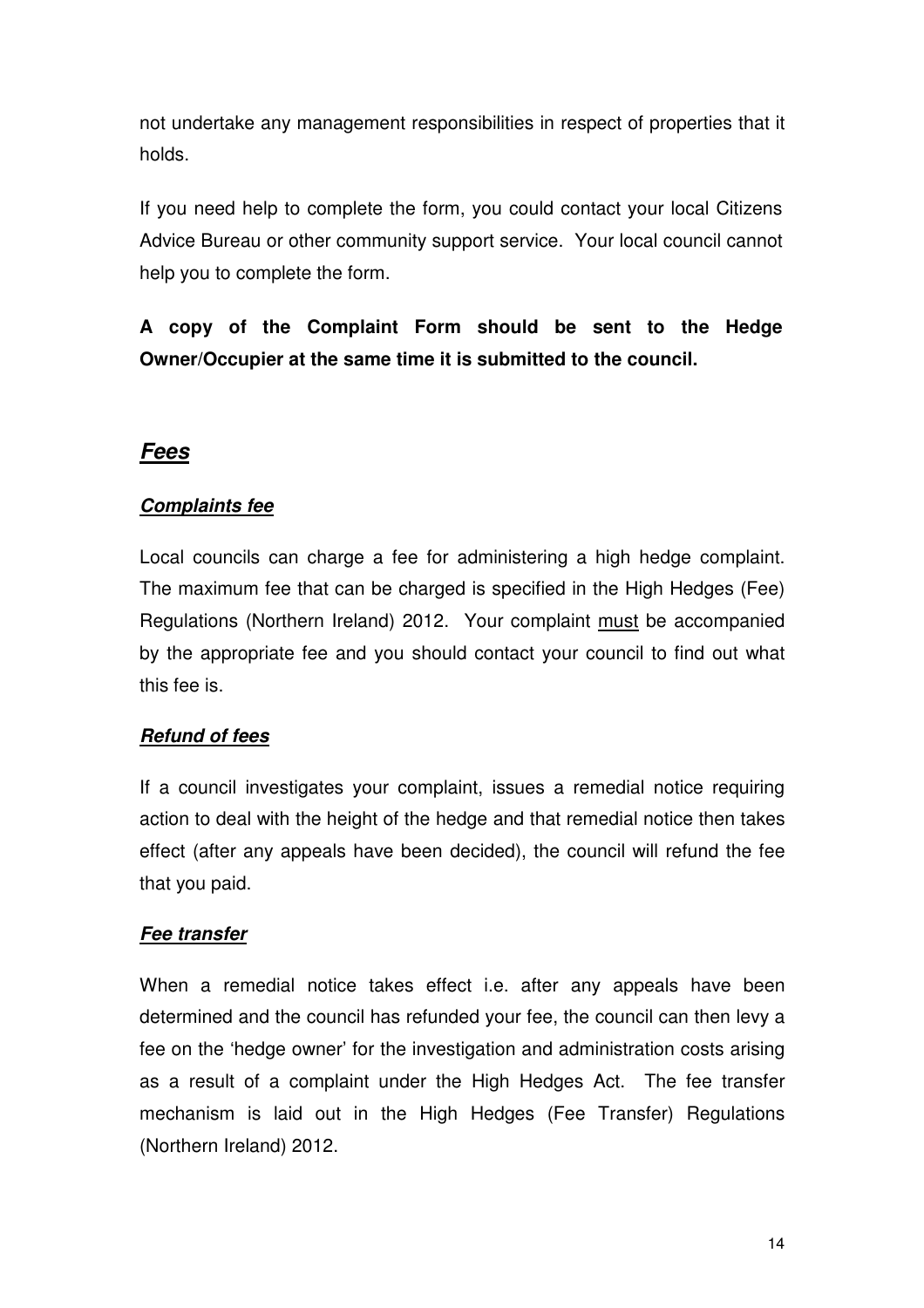not undertake any management responsibilities in respect of properties that it holds.

If you need help to complete the form, you could contact your local Citizens Advice Bureau or other community support service. Your local council cannot help you to complete the form.

**A copy of the Complaint Form should be sent to the Hedge Owner/Occupier at the same time it is submitted to the council.**

## ***Fees***

### ***Complaints fee***

Local councils can charge a fee for administering a high hedge complaint. The maximum fee that can be charged is specified in the High Hedges (Fee) Regulations (Northern Ireland) 2012. Your complaint must be accompanied by the appropriate fee and you should contact your council to find out what this fee is.

### ***Refund of fees***

If a council investigates your complaint, issues a remedial notice requiring action to deal with the height of the hedge and that remedial notice then takes effect (after any appeals have been decided), the council will refund the fee that you paid.

### ***Fee transfer***

When a remedial notice takes effect i.e. after any appeals have been determined and the council has refunded your fee, the council can then levy a fee on the 'hedge owner' for the investigation and administration costs arising as a result of a complaint under the High Hedges Act. The fee transfer mechanism is laid out in the High Hedges (Fee Transfer) Regulations (Northern Ireland) 2012.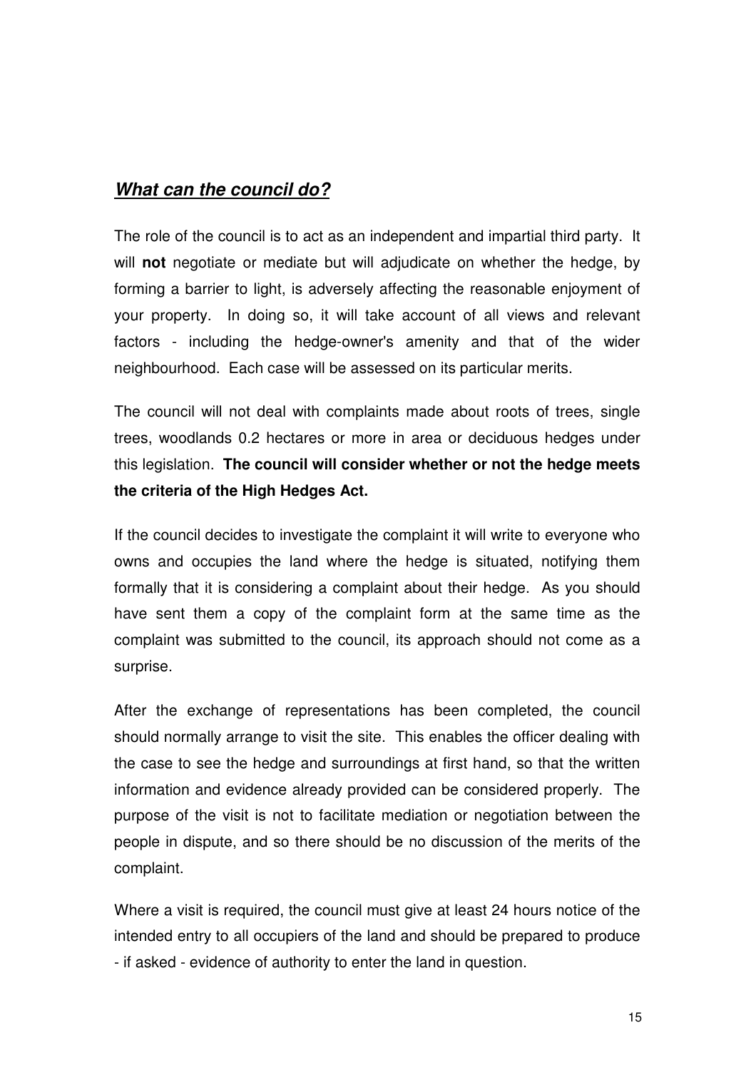## ***What can the council do?***

The role of the council is to act as an independent and impartial third party. It will **not** negotiate or mediate but will adjudicate on whether the hedge, by forming a barrier to light, is adversely affecting the reasonable enjoyment of your property. In doing so, it will take account of all views and relevant factors - including the hedge-owner's amenity and that of the wider neighbourhood. Each case will be assessed on its particular merits.

The council will not deal with complaints made about roots of trees, single trees, woodlands 0.2 hectares or more in area or deciduous hedges under this legislation. **The council will consider whether or not the hedge meets the criteria of the High Hedges Act.**

If the council decides to investigate the complaint it will write to everyone who owns and occupies the land where the hedge is situated, notifying them formally that it is considering a complaint about their hedge. As you should have sent them a copy of the complaint form at the same time as the complaint was submitted to the council, its approach should not come as a surprise.

After the exchange of representations has been completed, the council should normally arrange to visit the site. This enables the officer dealing with the case to see the hedge and surroundings at first hand, so that the written information and evidence already provided can be considered properly. The purpose of the visit is not to facilitate mediation or negotiation between the people in dispute, and so there should be no discussion of the merits of the complaint.

Where a visit is required, the council must give at least 24 hours notice of the intended entry to all occupiers of the land and should be prepared to produce - if asked - evidence of authority to enter the land in question.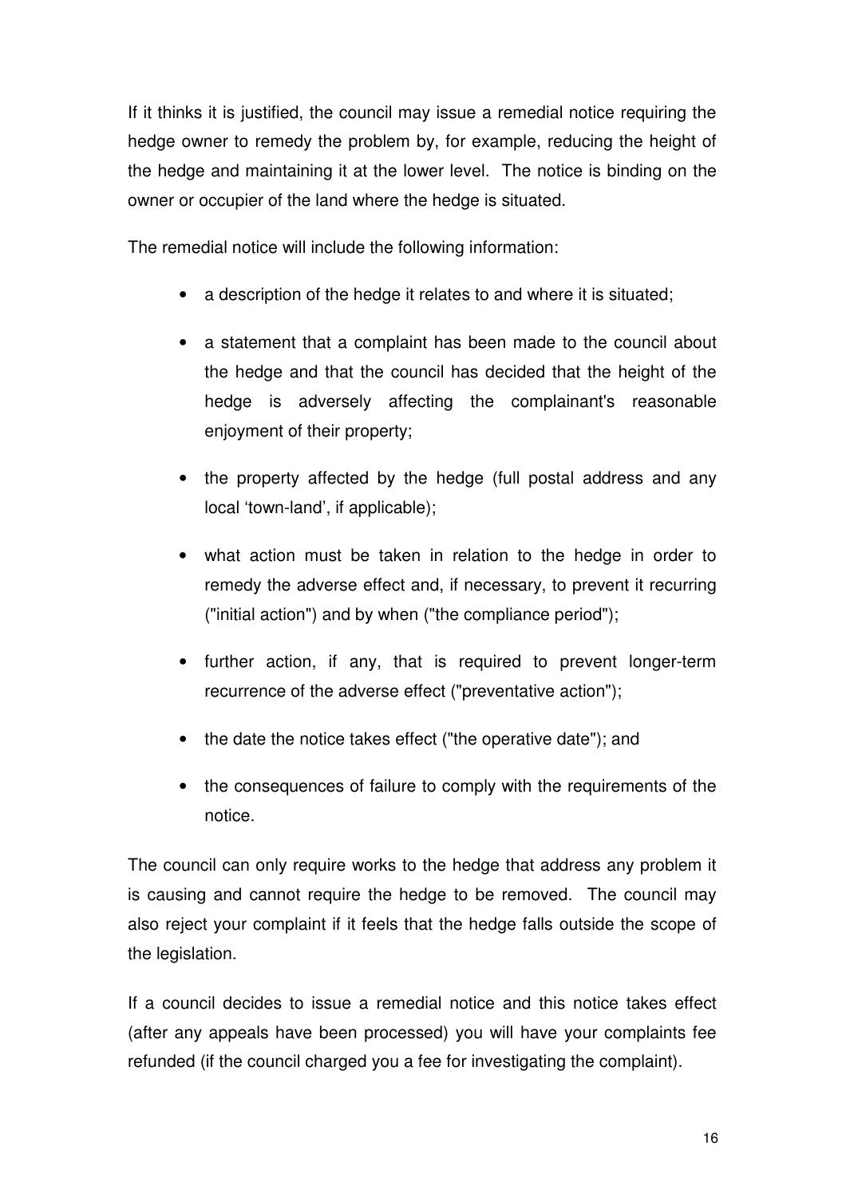If it thinks it is justified, the council may issue a remedial notice requiring the hedge owner to remedy the problem by, for example, reducing the height of the hedge and maintaining it at the lower level. The notice is binding on the owner or occupier of the land where the hedge is situated.

The remedial notice will include the following information:

- a description of the hedge it relates to and where it is situated;
- a statement that a complaint has been made to the council about the hedge and that the council has decided that the height of the hedge is adversely affecting the complainant's reasonable enjoyment of their property;
- the property affected by the hedge (full postal address and any local 'town-land', if applicable);
- what action must be taken in relation to the hedge in order to remedy the adverse effect and, if necessary, to prevent it recurring ("initial action") and by when ("the compliance period");
- further action, if any, that is required to prevent longer-term recurrence of the adverse effect ("preventative action");
- the date the notice takes effect ("the operative date"); and
- the consequences of failure to comply with the requirements of the notice.

The council can only require works to the hedge that address any problem it is causing and cannot require the hedge to be removed. The council may also reject your complaint if it feels that the hedge falls outside the scope of the legislation.

If a council decides to issue a remedial notice and this notice takes effect (after any appeals have been processed) you will have your complaints fee refunded (if the council charged you a fee for investigating the complaint).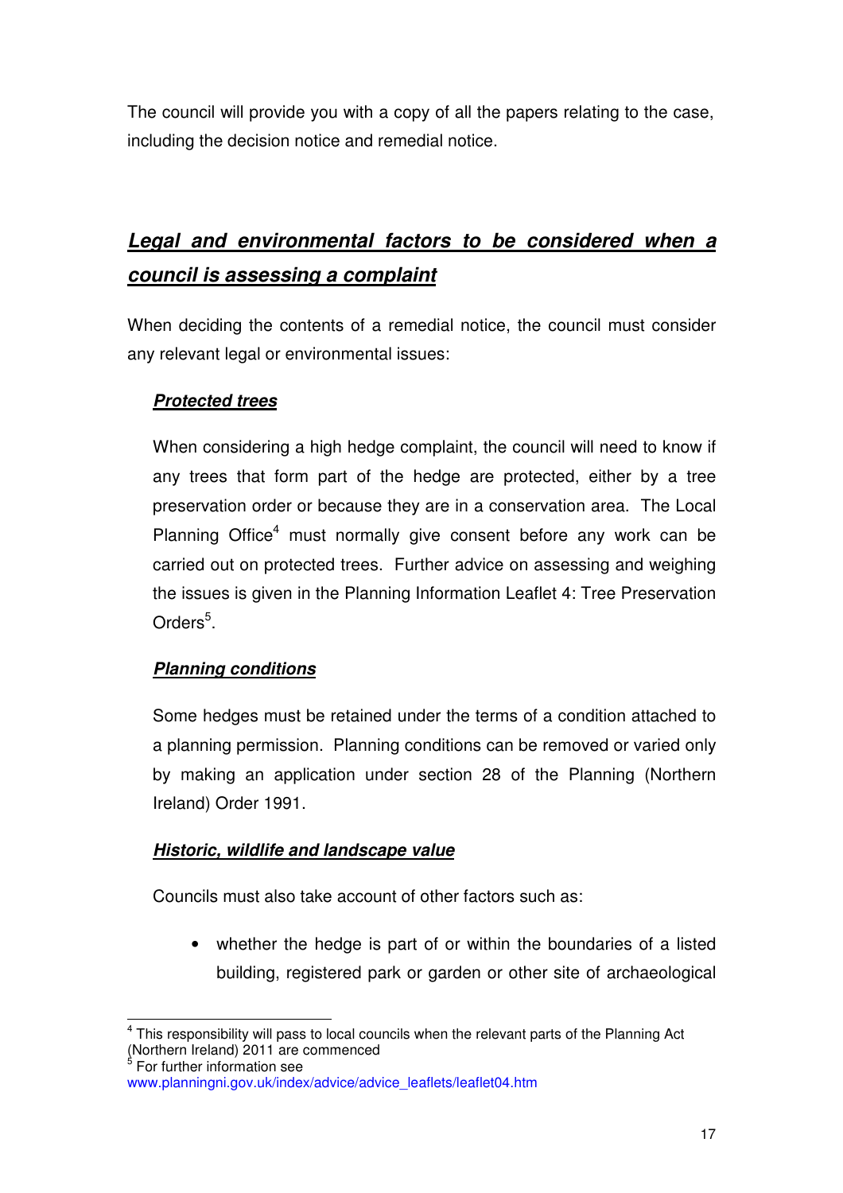The council will provide you with a copy of all the papers relating to the case, including the decision notice and remedial notice.

## ***Legal and environmental factors to be considered when a council is assessing a complaint***

When deciding the contents of a remedial notice, the council must consider any relevant legal or environmental issues:

### ***Protected trees***

When considering a high hedge complaint, the council will need to know if any trees that form part of the hedge are protected, either by a tree preservation order or because they are in a conservation area. The Local Planning Office[4] must normally give consent before any work can be carried out on protected trees. Further advice on assessing and weighing the issues is given in the Planning Information Leaflet 4: Tree Preservation Orders[5].

### ***Planning conditions***

Some hedges must be retained under the terms of a condition attached to a planning permission. Planning conditions can be removed or varied only by making an application under section 28 of the Planning (Northern Ireland) Order 1991.

### ***Historic, wildlife and landscape value***

Councils must also take account of other factors such as:

- whether the hedge is part of or within the boundaries of a listed building, registered park or garden or other site of archaeological

---

[4] This responsibility will pass to local councils when the relevant parts of the Planning Act (Northern Ireland) 2011 are commenced

[5] For further information see www.planningni.gov.uk/index/advice/advice_leaflets/leaflet04.htm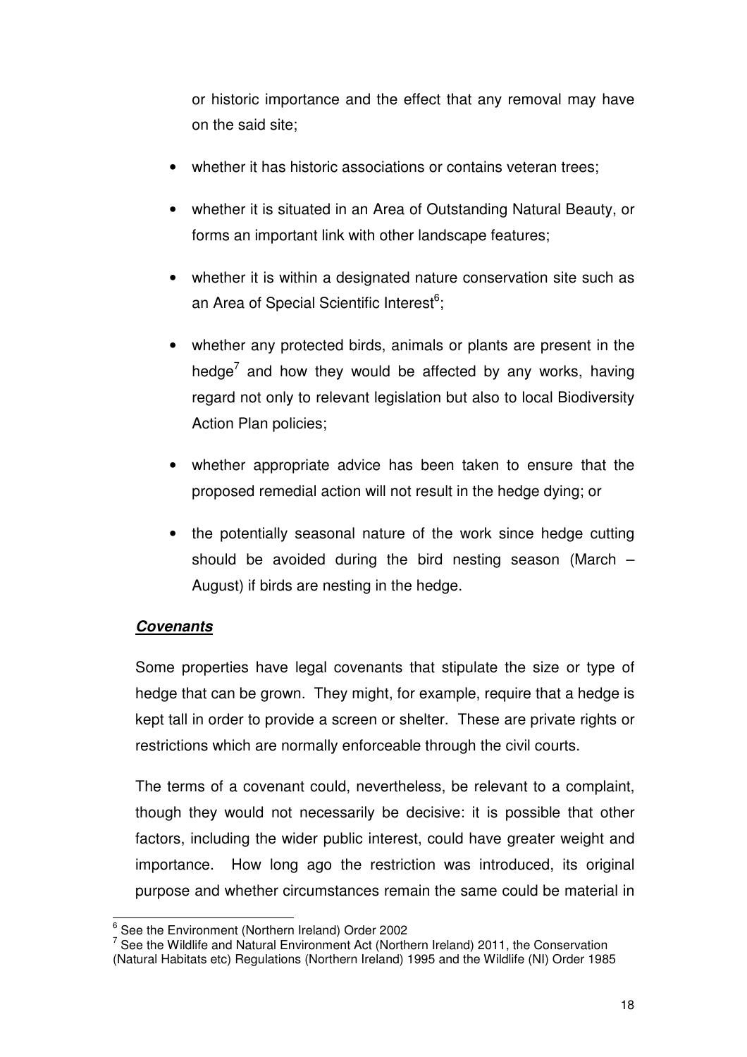or historic importance and the effect that any removal may have on the said site;

- whether it has historic associations or contains veteran trees;
- whether it is situated in an Area of Outstanding Natural Beauty, or forms an important link with other landscape features;
- whether it is within a designated nature conservation site such as an Area of Special Scientific Interest[6];
- whether any protected birds, animals or plants are present in the hedge[7] and how they would be affected by any works, having regard not only to relevant legislation but also to local Biodiversity Action Plan policies;
- whether appropriate advice has been taken to ensure that the proposed remedial action will not result in the hedge dying; or
- the potentially seasonal nature of the work since hedge cutting should be avoided during the bird nesting season (March – August) if birds are nesting in the hedge.

***Covenants***

Some properties have legal covenants that stipulate the size or type of hedge that can be grown. They might, for example, require that a hedge is kept tall in order to provide a screen or shelter. These are private rights or restrictions which are normally enforceable through the civil courts.

The terms of a covenant could, nevertheless, be relevant to a complaint, though they would not necessarily be decisive: it is possible that other factors, including the wider public interest, could have greater weight and importance. How long ago the restriction was introduced, its original purpose and whether circumstances remain the same could be material in

---

[6] See the Environment (Northern Ireland) Order 2002

[7] See the Wildlife and Natural Environment Act (Northern Ireland) 2011, the Conservation (Natural Habitats etc) Regulations (Northern Ireland) 1995 and the Wildlife (NI) Order 1985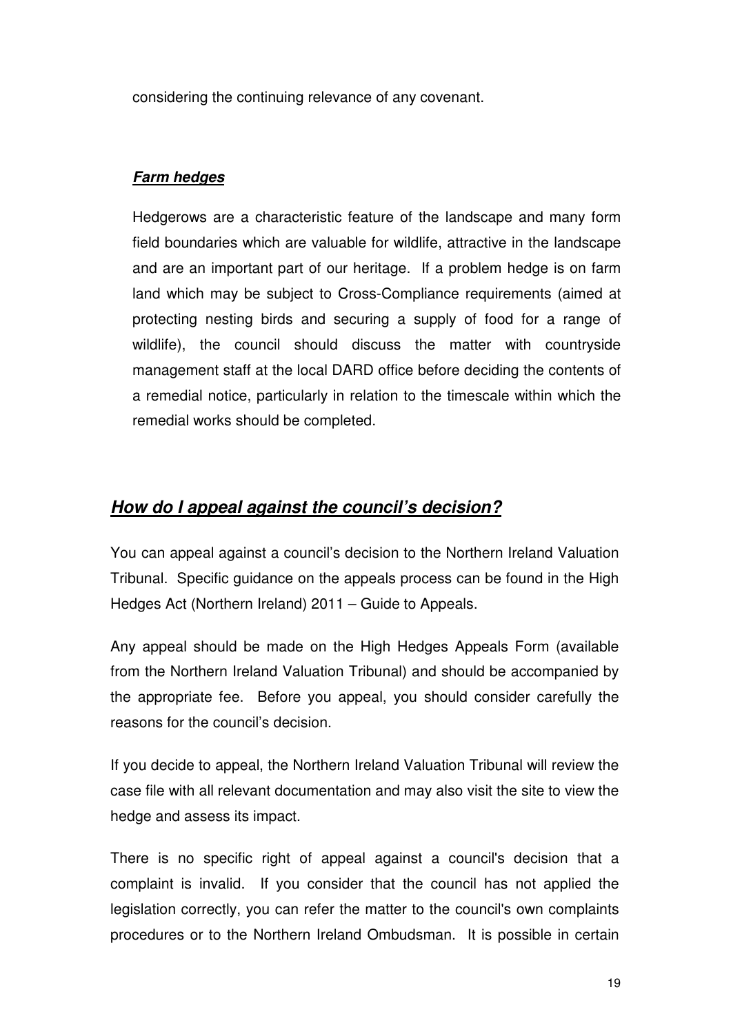considering the continuing relevance of any covenant.

***Farm hedges***

Hedgerows are a characteristic feature of the landscape and many form field boundaries which are valuable for wildlife, attractive in the landscape and are an important part of our heritage. If a problem hedge is on farm land which may be subject to Cross-Compliance requirements (aimed at protecting nesting birds and securing a supply of food for a range of wildlife), the council should discuss the matter with countryside management staff at the local DARD office before deciding the contents of a remedial notice, particularly in relation to the timescale within which the remedial works should be completed.

## ***How do I appeal against the council's decision?***

You can appeal against a council's decision to the Northern Ireland Valuation Tribunal. Specific guidance on the appeals process can be found in the High Hedges Act (Northern Ireland) 2011 – Guide to Appeals.

Any appeal should be made on the High Hedges Appeals Form (available from the Northern Ireland Valuation Tribunal) and should be accompanied by the appropriate fee. Before you appeal, you should consider carefully the reasons for the council's decision.

If you decide to appeal, the Northern Ireland Valuation Tribunal will review the case file with all relevant documentation and may also visit the site to view the hedge and assess its impact.

There is no specific right of appeal against a council's decision that a complaint is invalid. If you consider that the council has not applied the legislation correctly, you can refer the matter to the council's own complaints procedures or to the Northern Ireland Ombudsman. It is possible in certain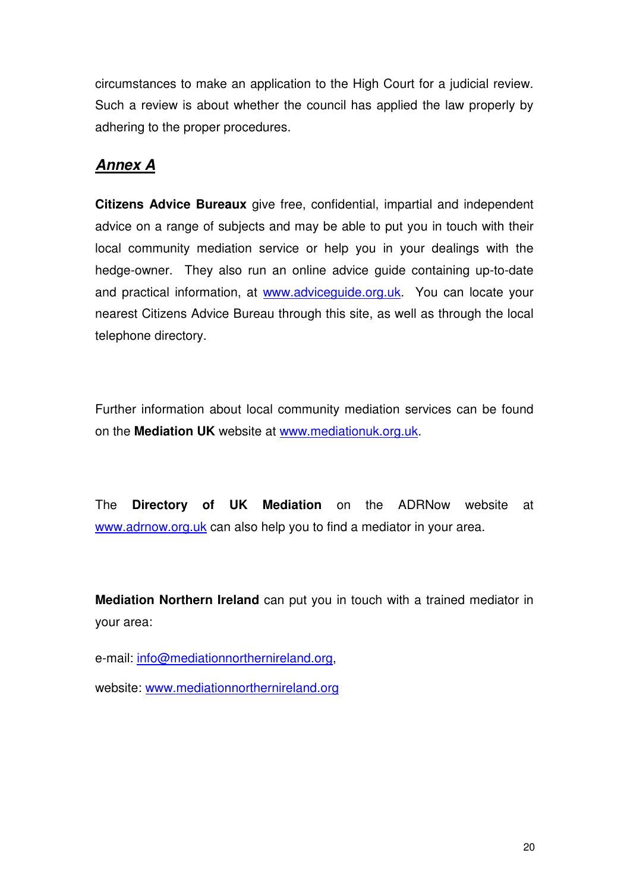circumstances to make an application to the High Court for a judicial review. Such a review is about whether the council has applied the law properly by adhering to the proper procedures.

## ***Annex A***

**Citizens Advice Bureaux** give free, confidential, impartial and independent advice on a range of subjects and may be able to put you in touch with their local community mediation service or help you in your dealings with the hedge-owner. They also run an online advice guide containing up-to-date and practical information, at www.adviceguide.org.uk. You can locate your nearest Citizens Advice Bureau through this site, as well as through the local telephone directory.

Further information about local community mediation services can be found on the **Mediation UK** website at www.mediationuk.org.uk.

The **Directory of UK Mediation** on the ADRNow website at www.adrnow.org.uk can also help you to find a mediator in your area.

**Mediation Northern Ireland** can put you in touch with a trained mediator in your area:

e-mail: info@mediationnorthernireland.org,

website: www.mediationnorthernireland.org